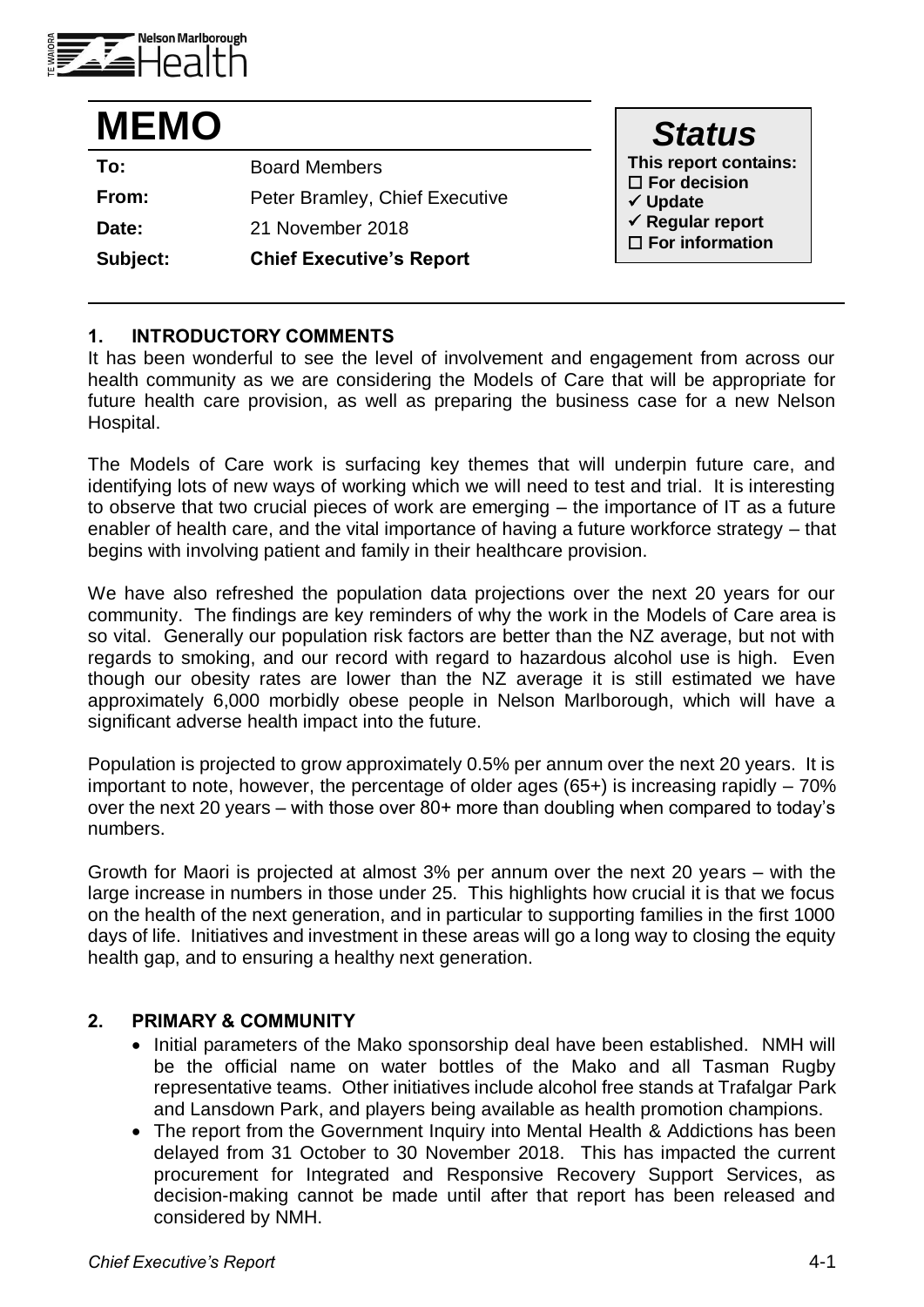# MEMO

| | |
|---|---|
| **To:** | Board Members |
| **From:** | Peter Bramley, Chief Executive |
| **Date:** | 21 November 2018 |
| **Subject:** | **Chief Executive's Report** |

**Status**

**This report contains:**

- ☐ **For decision**
- ✓ **Update**
- ✓ **Regular report**
- ☐ **For information**

## 1. INTRODUCTORY COMMENTS

It has been wonderful to see the level of involvement and engagement from across our health community as we are considering the Models of Care that will be appropriate for future health care provision, as well as preparing the business case for a new Nelson Hospital.

The Models of Care work is surfacing key themes that will underpin future care, and identifying lots of new ways of working which we will need to test and trial. It is interesting to observe that two crucial pieces of work are emerging – the importance of IT as a future enabler of health care, and the vital importance of having a future workforce strategy – that begins with involving patient and family in their healthcare provision.

We have also refreshed the population data projections over the next 20 years for our community. The findings are key reminders of why the work in the Models of Care area is so vital. Generally our population risk factors are better than the NZ average, but not with regards to smoking, and our record with regard to hazardous alcohol use is high. Even though our obesity rates are lower than the NZ average it is still estimated we have approximately 6,000 morbidly obese people in Nelson Marlborough, which will have a significant adverse health impact into the future.

Population is projected to grow approximately 0.5% per annum over the next 20 years. It is important to note, however, the percentage of older ages (65+) is increasing rapidly – 70% over the next 20 years – with those over 80+ more than doubling when compared to today's numbers.

Growth for Maori is projected at almost 3% per annum over the next 20 years – with the large increase in numbers in those under 25. This highlights how crucial it is that we focus on the health of the next generation, and in particular to supporting families in the first 1000 days of life. Initiatives and investment in these areas will go a long way to closing the equity health gap, and to ensuring a healthy next generation.

## 2. PRIMARY & COMMUNITY

- Initial parameters of the Mako sponsorship deal have been established. NMH will be the official name on water bottles of the Mako and all Tasman Rugby representative teams. Other initiatives include alcohol free stands at Trafalgar Park and Lansdown Park, and players being available as health promotion champions.
- The report from the Government Inquiry into Mental Health & Addictions has been delayed from 31 October to 30 November 2018. This has impacted the current procurement for Integrated and Responsive Recovery Support Services, as decision-making cannot be made until after that report has been released and considered by NMH.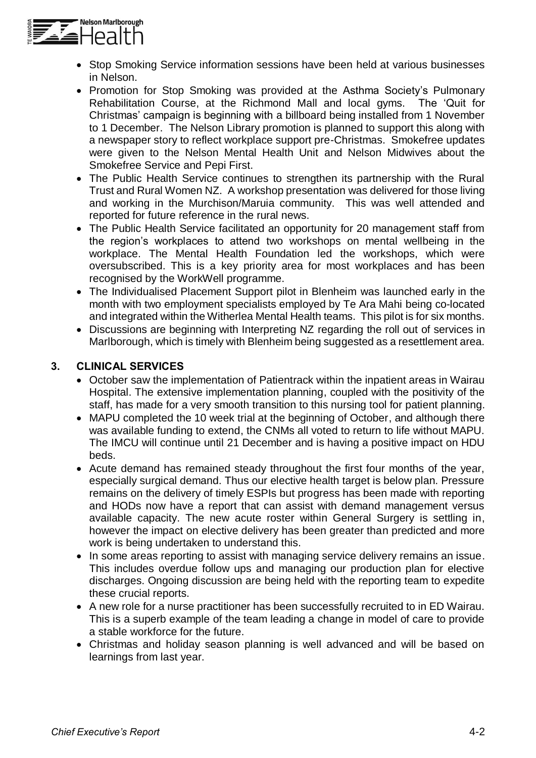- Stop Smoking Service information sessions have been held at various businesses in Nelson.
- Promotion for Stop Smoking was provided at the Asthma Society's Pulmonary Rehabilitation Course, at the Richmond Mall and local gyms. The 'Quit for Christmas' campaign is beginning with a billboard being installed from 1 November to 1 December. The Nelson Library promotion is planned to support this along with a newspaper story to reflect workplace support pre-Christmas. Smokefree updates were given to the Nelson Mental Health Unit and Nelson Midwives about the Smokefree Service and Pepi First.
- The Public Health Service continues to strengthen its partnership with the Rural Trust and Rural Women NZ. A workshop presentation was delivered for those living and working in the Murchison/Maruia community. This was well attended and reported for future reference in the rural news.
- The Public Health Service facilitated an opportunity for 20 management staff from the region's workplaces to attend two workshops on mental wellbeing in the workplace. The Mental Health Foundation led the workshops, which were oversubscribed. This is a key priority area for most workplaces and has been recognised by the WorkWell programme.
- The Individualised Placement Support pilot in Blenheim was launched early in the month with two employment specialists employed by Te Ara Mahi being co-located and integrated within the Witherlea Mental Health teams. This pilot is for six months.
- Discussions are beginning with Interpreting NZ regarding the roll out of services in Marlborough, which is timely with Blenheim being suggested as a resettlement area.

## 3. CLINICAL SERVICES

- October saw the implementation of Patientrack within the inpatient areas in Wairau Hospital. The extensive implementation planning, coupled with the positivity of the staff, has made for a very smooth transition to this nursing tool for patient planning.
- MAPU completed the 10 week trial at the beginning of October, and although there was available funding to extend, the CNMs all voted to return to life without MAPU. The IMCU will continue until 21 December and is having a positive impact on HDU beds.
- Acute demand has remained steady throughout the first four months of the year, especially surgical demand. Thus our elective health target is below plan. Pressure remains on the delivery of timely ESPIs but progress has been made with reporting and HODs now have a report that can assist with demand management versus available capacity. The new acute roster within General Surgery is settling in, however the impact on elective delivery has been greater than predicted and more work is being undertaken to understand this.
- In some areas reporting to assist with managing service delivery remains an issue. This includes overdue follow ups and managing our production plan for elective discharges. Ongoing discussion are being held with the reporting team to expedite these crucial reports.
- A new role for a nurse practitioner has been successfully recruited to in ED Wairau. This is a superb example of the team leading a change in model of care to provide a stable workforce for the future.
- Christmas and holiday season planning is well advanced and will be based on learnings from last year.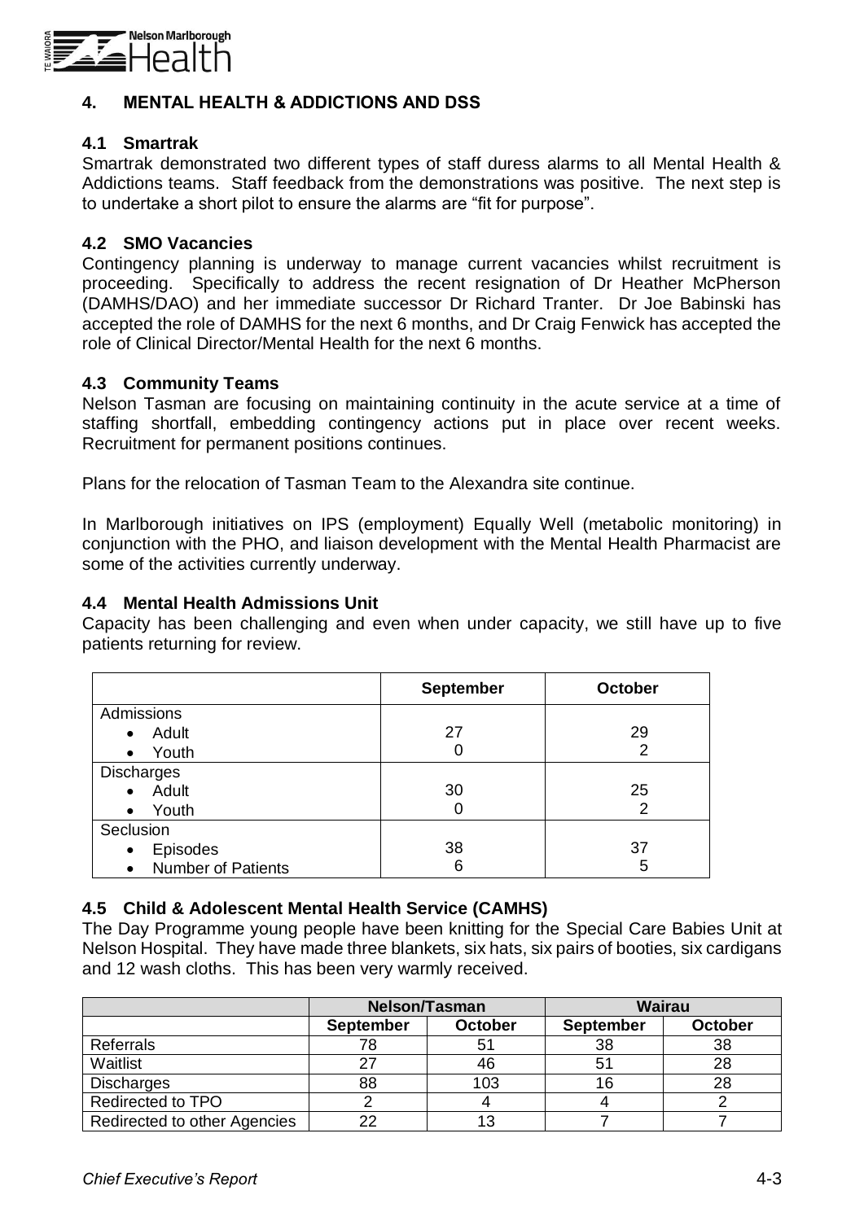## 4. MENTAL HEALTH & ADDICTIONS AND DSS

### 4.1 Smartrak

Smartrak demonstrated two different types of staff duress alarms to all Mental Health & Addictions teams. Staff feedback from the demonstrations was positive. The next step is to undertake a short pilot to ensure the alarms are "fit for purpose".

### 4.2 SMO Vacancies

Contingency planning is underway to manage current vacancies whilst recruitment is proceeding. Specifically to address the recent resignation of Dr Heather McPherson (DAMHS/DAO) and her immediate successor Dr Richard Tranter. Dr Joe Babinski has accepted the role of DAMHS for the next 6 months, and Dr Craig Fenwick has accepted the role of Clinical Director/Mental Health for the next 6 months.

### 4.3 Community Teams

Nelson Tasman are focusing on maintaining continuity in the acute service at a time of staffing shortfall, embedding contingency actions put in place over recent weeks. Recruitment for permanent positions continues.

Plans for the relocation of Tasman Team to the Alexandra site continue.

In Marlborough initiatives on IPS (employment) Equally Well (metabolic monitoring) in conjunction with the PHO, and liaison development with the Mental Health Pharmacist are some of the activities currently underway.

### 4.4 Mental Health Admissions Unit

Capacity has been challenging and even when under capacity, we still have up to five patients returning for review.

| | September | October |
|---|---|---|
| Admissions | | |
| • Adult | 27 | 29 |
| • Youth | 0 | 2 |
| Discharges | | |
| • Adult | 30 | 25 |
| • Youth | 0 | 2 |
| Seclusion | | |
| • Episodes | 38 | 37 |
| • Number of Patients | 6 | 5 |

### 4.5 Child & Adolescent Mental Health Service (CAMHS)

The Day Programme young people have been knitting for the Special Care Babies Unit at Nelson Hospital. They have made three blankets, six hats, six pairs of booties, six cardigans and 12 wash cloths. This has been very warmly received.

| | Nelson/Tasman | | Wairau | |
|---|---|---|---|---|
| | September | October | September | October |
| Referrals | 78 | 51 | 38 | 38 |
| Waitlist | 27 | 46 | 51 | 28 |
| Discharges | 88 | 103 | 16 | 28 |
| Redirected to TPO | 2 | 4 | 4 | 2 |
| Redirected to other Agencies | 22 | 13 | 7 | 7 |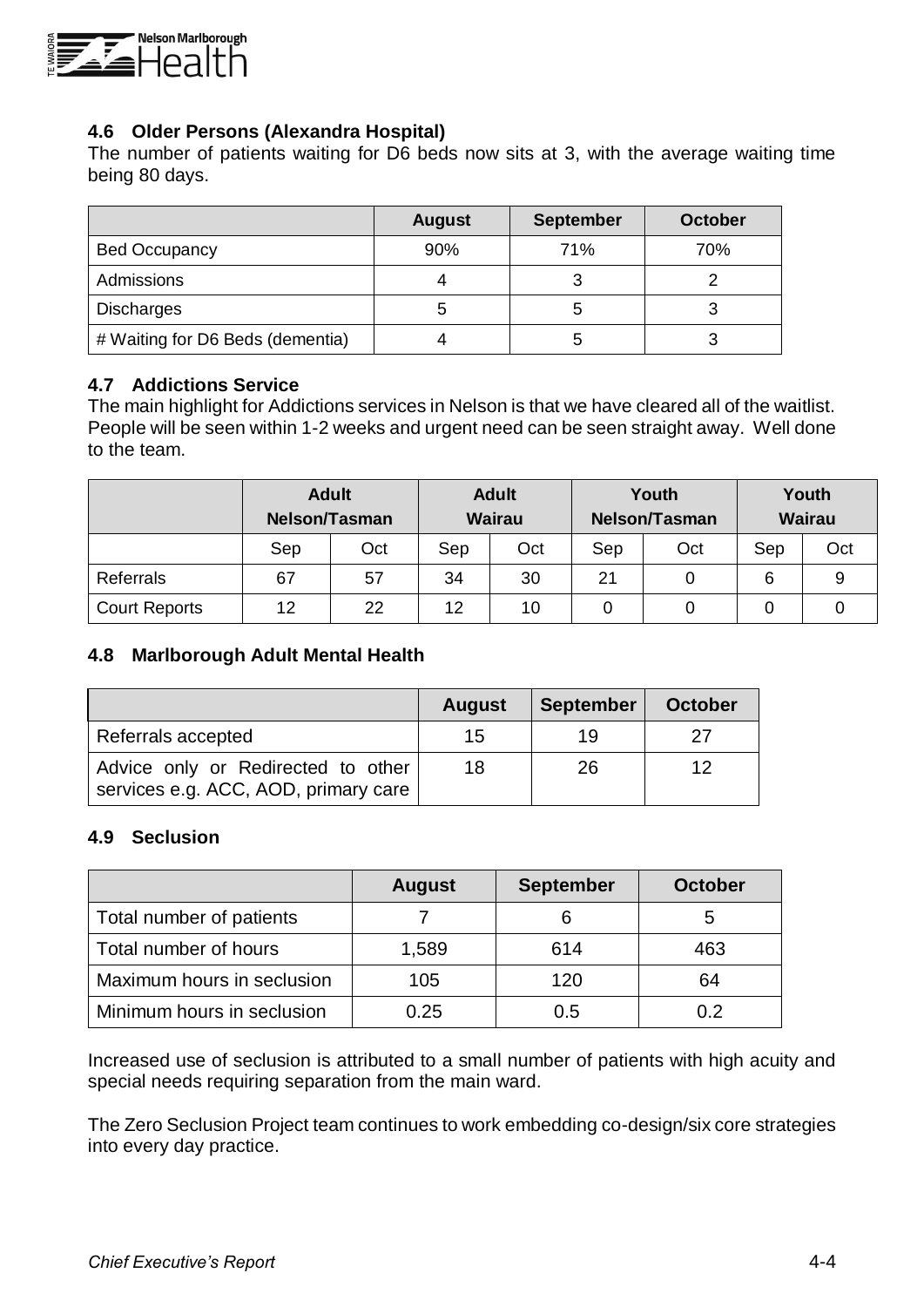### 4.6 Older Persons (Alexandra Hospital)

The number of patients waiting for D6 beds now sits at 3, with the average waiting time being 80 days.

| | August | September | October |
|---|---|---|---|
| Bed Occupancy | 90% | 71% | 70% |
| Admissions | 4 | 3 | 2 |
| Discharges | 5 | 5 | 3 |
| # Waiting for D6 Beds (dementia) | 4 | 5 | 3 |

### 4.7 Addictions Service

The main highlight for Addictions services in Nelson is that we have cleared all of the waitlist. People will be seen within 1-2 weeks and urgent need can be seen straight away. Well done to the team.

| | Adult Nelson/Tasman | | Adult Wairau | | Youth Nelson/Tasman | | Youth Wairau | |
|---|---|---|---|---|---|---|---|---|
| | Sep | Oct | Sep | Oct | Sep | Oct | Sep | Oct |
| Referrals | 67 | 57 | 34 | 30 | 21 | 0 | 6 | 9 |
| Court Reports | 12 | 22 | 12 | 10 | 0 | 0 | 0 | 0 |

### 4.8 Marlborough Adult Mental Health

| | August | September | October |
|---|---|---|---|
| Referrals accepted | 15 | 19 | 27 |
| Advice only or Redirected to other services e.g. ACC, AOD, primary care | 18 | 26 | 12 |

### 4.9 Seclusion

| | August | September | October |
|---|---|---|---|
| Total number of patients | 7 | 6 | 5 |
| Total number of hours | 1,589 | 614 | 463 |
| Maximum hours in seclusion | 105 | 120 | 64 |
| Minimum hours in seclusion | 0.25 | 0.5 | 0.2 |

Increased use of seclusion is attributed to a small number of patients with high acuity and special needs requiring separation from the main ward.

The Zero Seclusion Project team continues to work embedding co-design/six core strategies into every day practice.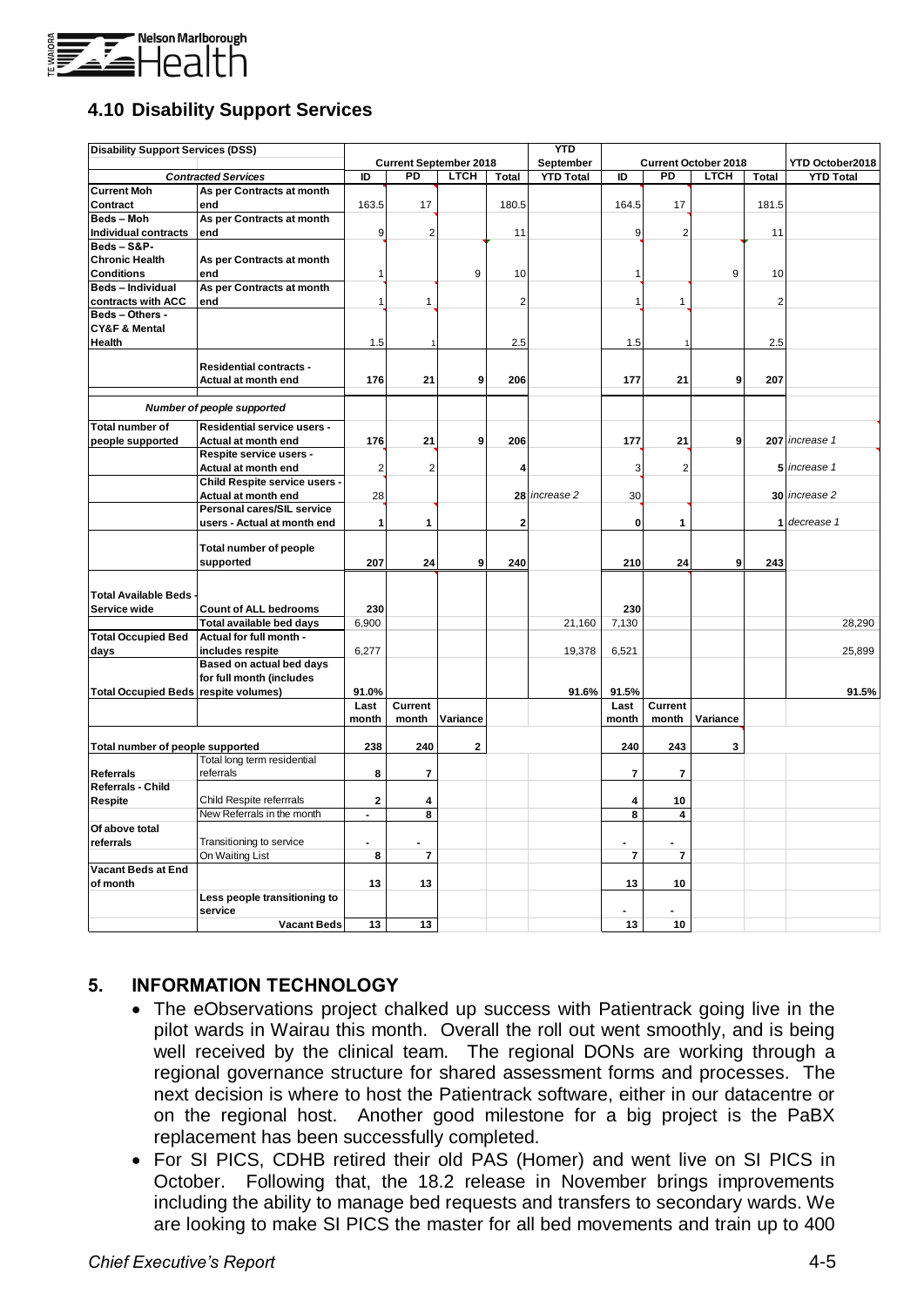## 4.10 Disability Support Services

| Disability Support Services (DSS) | | Current September 2018 | | | | YTD September | Current October 2018 | | | | YTD October2018 |
|---|---|---|---|---|---|---|---|---|---|---|---|
| | *Contracted Services* | ID | PD | LTCH | Total | YTD Total | ID | PD | LTCH | Total | YTD Total |
| Current Moh Contract | As per Contracts at month end | 163.5 | 17 | | 180.5 | | 164.5 | 17 | | 181.5 | |
| Beds – Moh Individual contracts | As per Contracts at month end | 9 | 2 | | 11 | | 9 | 2 | | 11 | |
| Beds – S&P-Chronic Health Conditions | As per Contracts at month end | 1 | | 9 | 10 | | 1 | | 9 | 10 | |
| Beds – Individual contracts with ACC | As per Contracts at month end | 1 | 1 | | 2 | | 1 | 1 | | 2 | |
| Beds – Others - CY&F & Mental Health | | 1.5 | 1 | | 2.5 | | 1.5 | 1 | | 2.5 | |
| | **Residential contracts - Actual at month end** | **176** | **21** | **9** | **206** | | **177** | **21** | **9** | **207** | |
| | ***Number of people supported*** | | | | | | | | | | |
| **Total number of people supported** | **Residential service users - Actual at month end** | **176** | **21** | **9** | **206** | | **177** | **21** | **9** | **207** | *increase 1* |
| | **Respite service users - Actual at month end** | 2 | 2 | | **4** | | 3 | 2 | | **5** | *increase 1* |
| | **Child Respite service users - Actual at month end** | 28 | | | **28** | *increase 2* | 30 | | | **30** | *increase 2* |
| | **Personal cares/SIL service users - Actual at month end** | **1** | **1** | | **2** | | **0** | **1** | | **1** | *decrease 1* |
| | **Total number of people supported** | **207** | **24** | **9** | **240** | | **210** | **24** | **9** | **243** | |
| **Total Available Beds - Service wide** | **Count of ALL bedrooms** | **230** | | | | | **230** | | | | |
| | **Total available bed days** | 6,900 | | | | 21,160 | 7,130 | | | | 28,290 |
| **Total Occupied Bed days** | **Actual for full month - includes respite** | 6,277 | | | | 19,378 | 6,521 | | | | 25,899 |
| **Total Occupied Beds** | **Based on actual bed days for full month (includes respite volumes)** | **91.0%** | | | | **91.6%** | **91.5%** | | | | **91.5%** |
| | | **Last month** | **Current month** | **Variance** | | | **Last month** | **Current month** | **Variance** | | |
| **Total number of people supported** | | **238** | **240** | **2** | | | **240** | **243** | **3** | | |
| **Referrals** | Total long term residential referrals | **8** | **7** | | | | **7** | **7** | | | |
| **Referrals - Child Respite** | Child Respite referrrals | **2** | **4** | | | | **4** | **10** | | | |
| | New Referrals in the month | **-** | **8** | | | | **8** | **4** | | | |
| **Of above total referrals** | Transitioning to service | **-** | **-** | | | | **-** | **-** | | | |
| | On Waiting List | **8** | **7** | | | | **7** | **7** | | | |
| **Vacant Beds at End of month** | | **13** | **13** | | | | **13** | **10** | | | |
| | **Less people transitioning to service** | | | | | | **-** | **-** | | | |
| | **Vacant Beds** | **13** | **13** | | | | **13** | **10** | | | |

## 5. INFORMATION TECHNOLOGY

- The eObservations project chalked up success with Patientrack going live in the pilot wards in Wairau this month. Overall the roll out went smoothly, and is being well received by the clinical team. The regional DONs are working through a regional governance structure for shared assessment forms and processes. The next decision is where to host the Patientrack software, either in our datacentre or on the regional host. Another good milestone for a big project is the PaBX replacement has been successfully completed.
- For SI PICS, CDHB retired their old PAS (Homer) and went live on SI PICS in October. Following that, the 18.2 release in November brings improvements including the ability to manage bed requests and transfers to secondary wards. We are looking to make SI PICS the master for all bed movements and train up to 400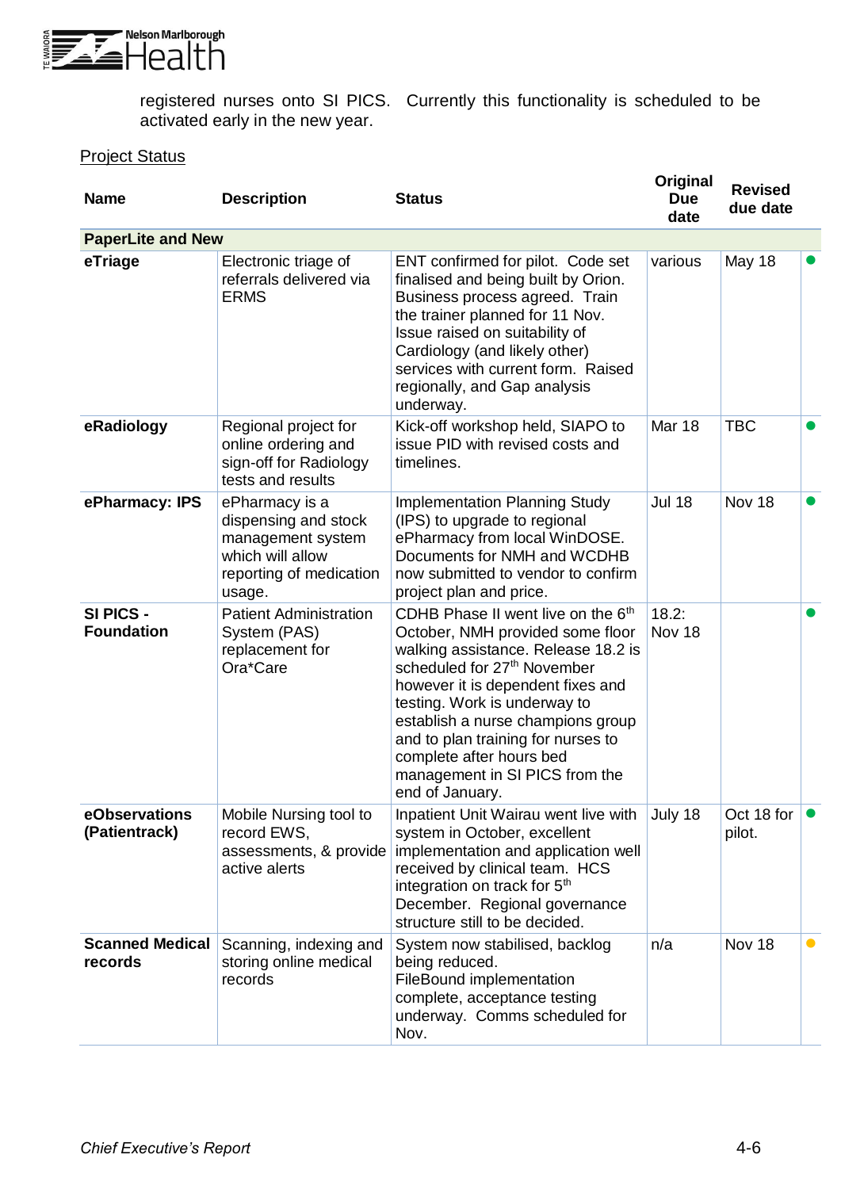registered nurses onto SI PICS. Currently this functionality is scheduled to be activated early in the new year.

Project Status

| Name | Description | Status | Original Due date | Revised due date | |
|---|---|---|---|---|---|
| **PaperLite and New** | | | | | |
| **eTriage** | Electronic triage of referrals delivered via ERMS | ENT confirmed for pilot. Code set finalised and being built by Orion. Business process agreed. Train the trainer planned for 11 Nov. Issue raised on suitability of Cardiology (and likely other) services with current form. Raised regionally, and Gap analysis underway. | various | May 18 | ● |
| **eRadiology** | Regional project for online ordering and sign-off for Radiology tests and results | Kick-off workshop held, SIAPO to issue PID with revised costs and timelines. | Mar 18 | TBC | ● |
| **ePharmacy: IPS** | ePharmacy is a dispensing and stock management system which will allow reporting of medication usage. | Implementation Planning Study (IPS) to upgrade to regional ePharmacy from local WinDOSE. Documents for NMH and WCDHB now submitted to vendor to confirm project plan and price. | Jul 18 | Nov 18 | ● |
| **SI PICS - Foundation** | Patient Administration System (PAS) replacement for Ora*Care | CDHB Phase II went live on the 6th October, NMH provided some floor walking assistance. Release 18.2 is scheduled for 27th November however it is dependent fixes and testing. Work is underway to establish a nurse champions group and to plan training for nurses to complete after hours bed management in SI PICS from the end of January. | 18.2: Nov 18 | | ● |
| **eObservations (Patientrack)** | Mobile Nursing tool to record EWS, assessments, & provide active alerts | Inpatient Unit Wairau went live with system in October, excellent implementation and application well received by clinical team. HCS integration on track for 5th December. Regional governance structure still to be decided. | July 18 | Oct 18 for pilot. | ● |
| **Scanned Medical records** | Scanning, indexing and storing online medical records | System now stabilised, backlog being reduced. FileBound implementation complete, acceptance testing underway. Comms scheduled for Nov. | n/a | Nov 18 | ● |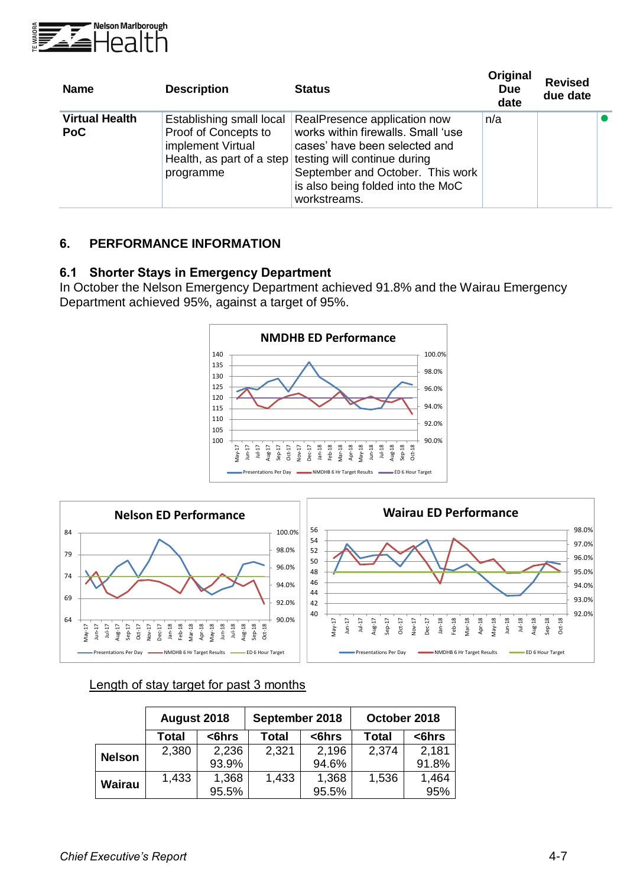| Name | Description | Status | Original Due date | Revised due date | |
|---|---|---|---|---|---|
| **Virtual Health PoC** | Establishing small local Proof of Concepts to implement Virtual Health, as part of a step programme | RealPresence application now works within firewalls. Small 'use cases' have been selected and testing will continue during September and October. This work is also being folded into the MoC workstreams. | n/a | | ● |

## 6. PERFORMANCE INFORMATION

### 6.1 Shorter Stays in Emergency Department

In October the Nelson Emergency Department achieved 91.8% and the Wairau Emergency Department achieved 95%, against a target of 95%.

NMDHB ED Performance

140
135
130
125
120
115
110
105
100

100.0%
98.0%
96.0%
94.0%
92.0%
90.0%

May-17 Jun-17 Jul-17 Aug-17 Sep-17 Oct-17 Nov-17 Dec-17 Jan-18 Feb-18 Mar-18 Apr-18 May-18 Jun-18 Jul-18 Aug-18 Sep-18 Oct-18

Presentations Per Day — NMDHB 6 Hr Target Results — ED 6 Hour Target

Nelson ED Performance

84
79
74
69
64

100.0%
98.0%
96.0%
94.0%
92.0%
90.0%

May-17 Jun-17 Jul-17 Aug-17 Sep-17 Oct-17 Nov-17 Dec-17 Jan-18 Feb-18 Mar-18 Apr-18 May-18 Jun-18 Jul-18 Aug-18 Sep-18 Oct-18

Presentations Per Day — NMDHB 6 Hr Target Results — ED 6 Hour Target

Wairau ED Performance

56
54
52
50
48
46
44
42
40

98.0%
97.0%
96.0%
95.0%
94.0%
93.0%
92.0%

May-17 Jun-17 Jul-17 Aug-17 Sep-17 Oct-17 Nov-17 Dec-17 Jan-18 Feb-18 Mar-18 Apr-18 May-18 Jun-18 Jul-18 Aug-18 Sep-18 Oct-18

Presentations Per Day — NMDHB 6 Hr Target Results — ED 6 Hour Target

Length of stay target for past 3 months

| | August 2018 | | September 2018 | | October 2018 | |
|---|---|---|---|---|---|---|
| | **Total** | **<6hrs** | **Total** | **<6hrs** | **Total** | **<6hrs** |
| **Nelson** | 2,380 | 2,236<br>93.9% | 2,321 | 2,196<br>94.6% | 2,374 | 2,181<br>91.8% |
| **Wairau** | 1,433 | 1,368<br>95.5% | 1,433 | 1,368<br>95.5% | 1,536 | 1,464<br>95% |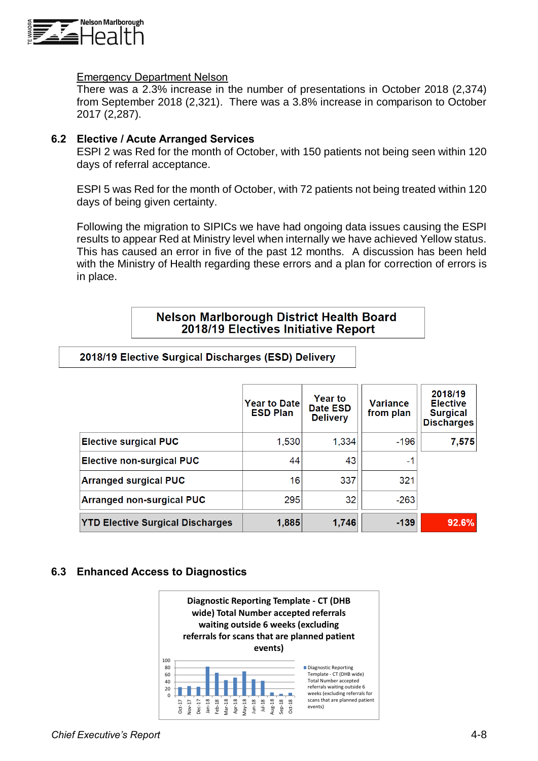Emergency Department Nelson

There was a 2.3% increase in the number of presentations in October 2018 (2,374) from September 2018 (2,321). There was a 3.8% increase in comparison to October 2017 (2,287).

## 6.2 Elective / Acute Arranged Services

ESPI 2 was Red for the month of October, with 150 patients not being seen within 120 days of referral acceptance.

ESPI 5 was Red for the month of October, with 72 patients not being treated within 120 days of being given certainty.

Following the migration to SIPICs we have had ongoing data issues causing the ESPI results to appear Red at Ministry level when internally we have achieved Yellow status. This has caused an error in five of the past 12 months. A discussion has been held with the Ministry of Health regarding these errors and a plan for correction of errors is in place.

**Nelson Marlborough District Health Board**
**2018/19 Electives Initiative Report**

**2018/19 Elective Surgical Discharges (ESD) Delivery**

| | Year to Date ESD Plan | Year to Date ESD Delivery | Variance from plan | 2018/19 Elective Surgical Discharges |
|---|---|---|---|---|
| Elective surgical PUC | 1,530 | 1,334 | -196 | 7,575 |
| Elective non-surgical PUC | 44 | 43 | -1 | |
| Arranged surgical PUC | 16 | 337 | 321 | |
| Arranged non-surgical PUC | 295 | 32 | -263 | |
| YTD Elective Surgical Discharges | 1,885 | 1,746 | -139 | 92.6% |

## 6.3 Enhanced Access to Diagnostics

**Diagnostic Reporting Template - CT (DHB wide) Total Number accepted referrals waiting outside 6 weeks (excluding referrals for scans that are planned patient events)**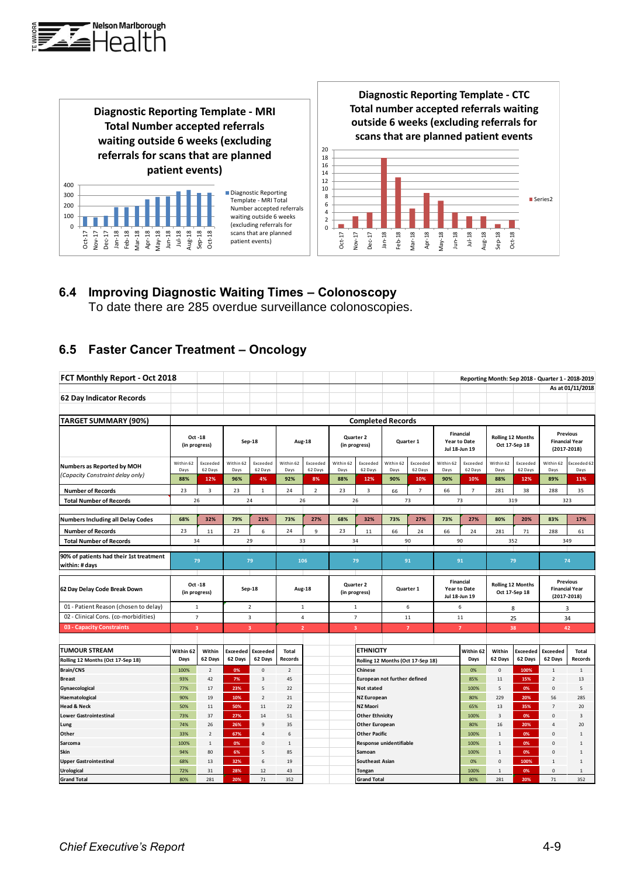Diagnostic Reporting Template - MRI Total Number accepted referrals waiting outside 6 weeks (excluding referrals for scans that are planned patient events)

400
300
200
100
0

Oct-17 Nov-17 Dec-17 Jan-18 Feb-18 Mar-18 Apr-18 May-18 Jun-18 Jul-18 Aug-18 Sep-18 Oct-18

Diagnostic Reporting Template - MRI Total Number accepted referrals waiting outside 6 weeks (excluding referrals for scans that are planned patient events)

Diagnostic Reporting Template - CTC Total number accepted referrals waiting outside 6 weeks (excluding referrals for scans that are planned patient events)

20
18
16
14
12
10
8
6
4
2
0

Oct-17 Nov-17 Dec-17 Jan-18 Feb-18 Mar-18 Apr-18 May-18 Jun-18 Jul-18 Aug-18 Sep-18 Oct-18

Series2

## 6.4 Improving Diagnostic Waiting Times – Colonoscopy

To date there are 285 overdue surveillance colonoscopies.

## 6.5 Faster Cancer Treatment – Oncology

**FCT Monthly Report - Oct 2018**

Reporting Month: Sep 2018 - Quarter 1 - 2018-2019
As at 01/11/2018

**62 Day Indicator Records**

| TARGET SUMMARY (90%) | Oct -18 (in progress) | | Sep-18 | | Aug-18 | | Quarter 2 (in progress) | | Quarter 1 | | Financial Year to Date Jul 18-Jun 19 | | Rolling 12 Months Oct 17-Sep 18 | | Previous Financial Year (2017-2018) | |
|---|---|---|---|---|---|---|---|---|---|---|---|---|---|---|---|---|
| Completed Records | Within 62 Days | Exceeded 62 Days | Within 62 Days | Exceeded 62 Days | Within 62 Days | Exceeded 62 Days | Within 62 Days | Exceeded 62 Days | Within 62 Days | Exceeded 62 Days | Within 62 Days | Exceeded 62 Days | Within 62 Days | Exceeded 62 Days | Within 62 Days | Exceeded 62 Days |
| Numbers as Reported by MOH *(Capacity Constraint delay only)* | 88% | 12% | 96% | 4% | 92% | 8% | 88% | 12% | 90% | 10% | 90% | 10% | 88% | 12% | 89% | 11% |
| Number of Records | 23 | 3 | 23 | 1 | 24 | 2 | 23 | 3 | 66 | 7 | 66 | 7 | 281 | 38 | 288 | 35 |
| Total Number of Records | 26 | | 24 | | 26 | | 26 | | 73 | | 73 | | 319 | | 323 | |
| Numbers Including all Delay Codes | 68% | 32% | 79% | 21% | 73% | 27% | 68% | 32% | 73% | 27% | 73% | 27% | 80% | 20% | 83% | 17% |
| Number of Records | 23 | 11 | 23 | 6 | 24 | 9 | 23 | 11 | 66 | 24 | 66 | 24 | 281 | 71 | 288 | 61 |
| Total Number of Records | 34 | | 29 | | 33 | | 34 | | 90 | | 90 | | 352 | | 349 | |
| 90% of patients had their 1st treatment within: # days | 79 | | 79 | | 106 | | 79 | | 91 | | 91 | | 79 | | 74 | |

| 62 Day Delay Code Break Down | Oct -18 (in progress) | Sep-18 | Aug-18 | Quarter 2 (in progress) | Quarter 1 | Financial Year to Date Jul 18-Jun 19 | Rolling 12 Months Oct 17-Sep 18 | Previous Financial Year (2017-2018) |
|---|---|---|---|---|---|---|---|---|
| 01 - Patient Reason (chosen to delay) | 1 | 2 | 1 | 1 | 6 | 6 | 8 | 3 |
| 02 - Clinical Cons. (co-morbidities) | 7 | 3 | 4 | 7 | 11 | 11 | 25 | 34 |
| 03 - Capacity Constraints | 3 | 3 | 2 | 3 | 7 | 7 | 38 | 42 |

| TUMOUR STREAM Rolling 12 Months (Oct 17-Sep 18) | Within 62 Days | Within 62 Days | Exceeded 62 Days | Exceeded 62 Days | Total Records |
|---|---|---|---|---|---|
| Brain/CNS | 100% | 2 | 0% | 0 | 2 |
| Breast | 93% | 42 | 7% | 3 | 45 |
| Gynaecological | 77% | 17 | 23% | 5 | 22 |
| Haematological | 90% | 19 | 10% | 2 | 21 |
| Head & Neck | 50% | 11 | 50% | 11 | 22 |
| Lower Gastrointestinal | 73% | 37 | 27% | 14 | 51 |
| Lung | 74% | 26 | 26% | 9 | 35 |
| Other | 33% | 2 | 67% | 4 | 6 |
| Sarcoma | 100% | 1 | 0% | 0 | 1 |
| Skin | 94% | 80 | 6% | 5 | 85 |
| Upper Gastrointestinal | 68% | 13 | 32% | 6 | 19 |
| Urological | 72% | 31 | 28% | 12 | 43 |
| Grand Total | 80% | 281 | 20% | 71 | 352 |

| ETHNICITY Rolling 12 Months (Oct 17-Sep 18) | Within 62 Days | Within 62 Days | Exceeded 62 Days | Exceeded 62 Days | Total Records |
|---|---|---|---|---|---|
| Chinese | 0% | 0 | 100% | 1 | 1 |
| European not further defined | 85% | 11 | 15% | 2 | 13 |
| Not stated | 100% | 5 | 0% | 0 | 5 |
| NZ European | 80% | 229 | 20% | 56 | 285 |
| NZ Maori | 65% | 13 | 35% | 7 | 20 |
| Other Ethnicity | 100% | 3 | 0% | 0 | 3 |
| Other European | 80% | 16 | 20% | 4 | 20 |
| Other Pacific | 100% | 1 | 0% | 0 | 1 |
| Response unidentifiable | 100% | 1 | 0% | 0 | 1 |
| Samoan | 100% | 1 | 0% | 0 | 1 |
| Southeast Asian | 0% | 0 | 100% | 1 | 1 |
| Tongan | 100% | 1 | 0% | 0 | 1 |
| Grand Total | 80% | 281 | 20% | 71 | 352 |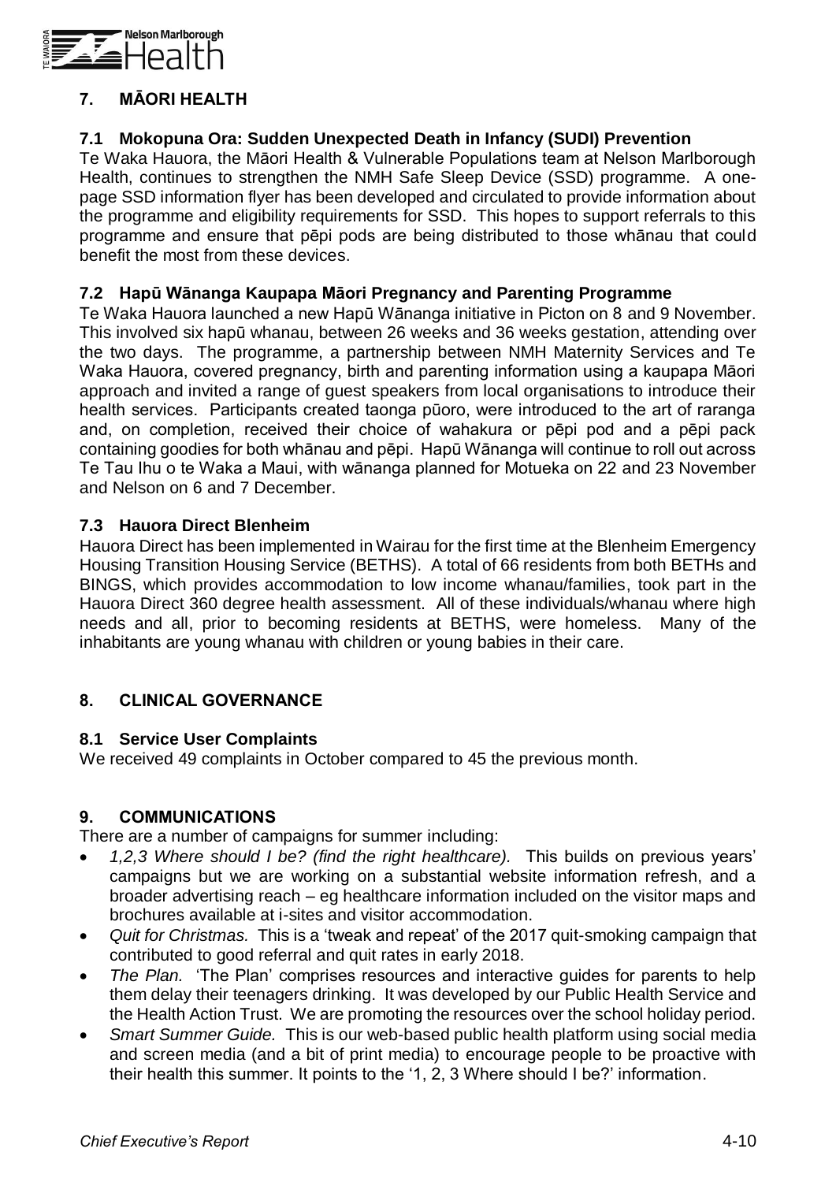## 7. MĀORI HEALTH

### 7.1 Mokopuna Ora: Sudden Unexpected Death in Infancy (SUDI) Prevention

Te Waka Hauora, the Māori Health & Vulnerable Populations team at Nelson Marlborough Health, continues to strengthen the NMH Safe Sleep Device (SSD) programme. A one-page SSD information flyer has been developed and circulated to provide information about the programme and eligibility requirements for SSD. This hopes to support referrals to this programme and ensure that pēpi pods are being distributed to those whānau that could benefit the most from these devices.

### 7.2 Hapū Wānanga Kaupapa Māori Pregnancy and Parenting Programme

Te Waka Hauora launched a new Hapū Wānanga initiative in Picton on 8 and 9 November. This involved six hapū whanau, between 26 weeks and 36 weeks gestation, attending over the two days. The programme, a partnership between NMH Maternity Services and Te Waka Hauora, covered pregnancy, birth and parenting information using a kaupapa Māori approach and invited a range of guest speakers from local organisations to introduce their health services. Participants created taonga pūoro, were introduced to the art of raranga and, on completion, received their choice of wahakura or pēpi pod and a pēpi pack containing goodies for both whānau and pēpi. Hapū Wānanga will continue to roll out across Te Tau Ihu o te Waka a Maui, with wānanga planned for Motueka on 22 and 23 November and Nelson on 6 and 7 December.

### 7.3 Hauora Direct Blenheim

Hauora Direct has been implemented in Wairau for the first time at the Blenheim Emergency Housing Transition Housing Service (BETHS). A total of 66 residents from both BETHs and BINGS, which provides accommodation to low income whanau/families, took part in the Hauora Direct 360 degree health assessment. All of these individuals/whanau where high needs and all, prior to becoming residents at BETHS, were homeless. Many of the inhabitants are young whanau with children or young babies in their care.

## 8. CLINICAL GOVERNANCE

### 8.1 Service User Complaints

We received 49 complaints in October compared to 45 the previous month.

## 9. COMMUNICATIONS

There are a number of campaigns for summer including:

- *1,2,3 Where should I be? (find the right healthcare).* This builds on previous years' campaigns but we are working on a substantial website information refresh, and a broader advertising reach – eg healthcare information included on the visitor maps and brochures available at i-sites and visitor accommodation.
- *Quit for Christmas.* This is a 'tweak and repeat' of the 2017 quit-smoking campaign that contributed to good referral and quit rates in early 2018.
- *The Plan.* 'The Plan' comprises resources and interactive guides for parents to help them delay their teenagers drinking. It was developed by our Public Health Service and the Health Action Trust. We are promoting the resources over the school holiday period.
- *Smart Summer Guide.* This is our web-based public health platform using social media and screen media (and a bit of print media) to encourage people to be proactive with their health this summer. It points to the '1, 2, 3 Where should I be?' information.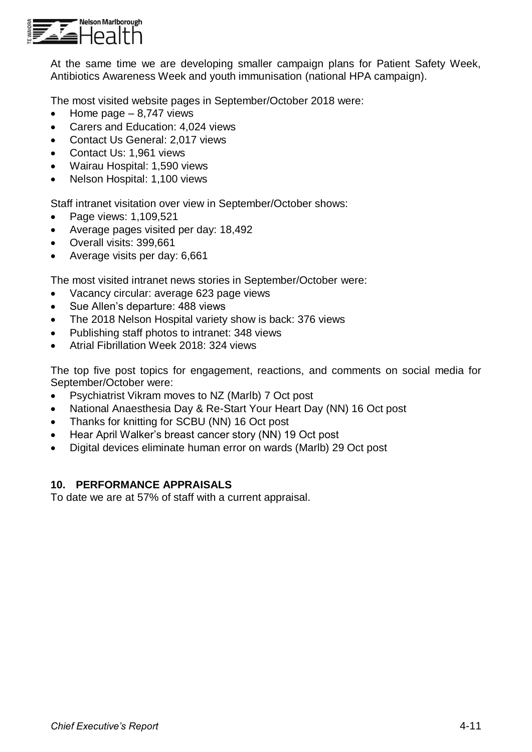At the same time we are developing smaller campaign plans for Patient Safety Week, Antibiotics Awareness Week and youth immunisation (national HPA campaign).

The most visited website pages in September/October 2018 were:

- Home page – 8,747 views
- Carers and Education: 4,024 views
- Contact Us General: 2,017 views
- Contact Us: 1,961 views
- Wairau Hospital: 1,590 views
- Nelson Hospital: 1,100 views

Staff intranet visitation over view in September/October shows:

- Page views: 1,109,521
- Average pages visited per day: 18,492
- Overall visits: 399,661
- Average visits per day: 6,661

The most visited intranet news stories in September/October were:

- Vacancy circular: average 623 page views
- Sue Allen's departure: 488 views
- The 2018 Nelson Hospital variety show is back: 376 views
- Publishing staff photos to intranet: 348 views
- Atrial Fibrillation Week 2018: 324 views

The top five post topics for engagement, reactions, and comments on social media for September/October were:

- Psychiatrist Vikram moves to NZ (Marlb) 7 Oct post
- National Anaesthesia Day & Re-Start Your Heart Day (NN) 16 Oct post
- Thanks for knitting for SCBU (NN) 16 Oct post
- Hear April Walker's breast cancer story (NN) 19 Oct post
- Digital devices eliminate human error on wards (Marlb) 29 Oct post

## 10. PERFORMANCE APPRAISALS

To date we are at 57% of staff with a current appraisal.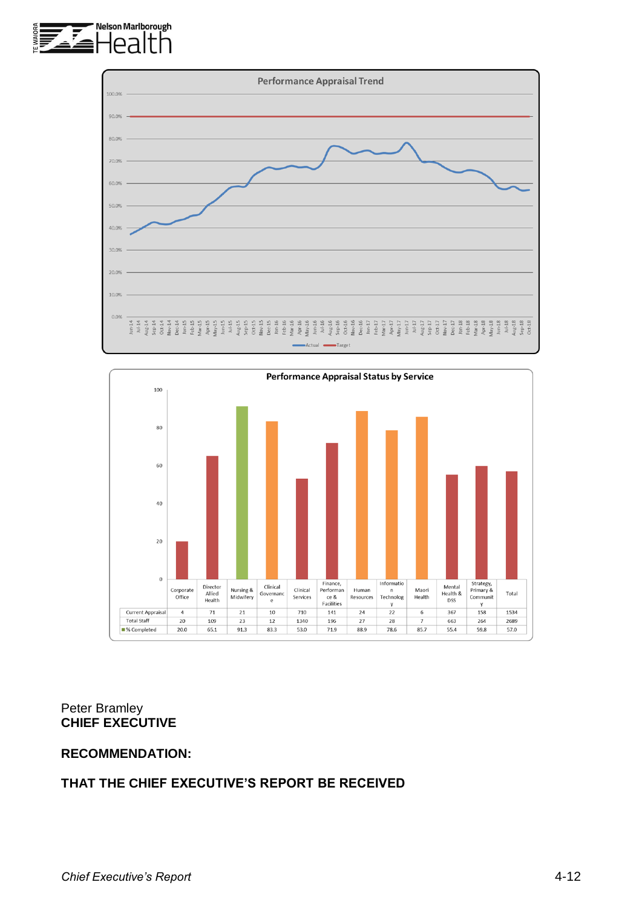**Performance Appraisal Trend**

100.0%
90.0%
80.0%
70.0%
60.0%
50.0%
40.0%
30.0%
20.0%
10.0%
0.0%

Jun-14 Jul-14 Aug-14 Sep-14 Oct-14 Nov-14 Dec-14 Jan-15 Feb-15 Mar-15 Apr-15 May-15 Jun-15 Jul-15 Aug-15 Sep-15 Oct-15 Nov-15 Dec-15 Jan-16 Feb-16 Mar-16 Apr-16 May-16 Jun-16 Jul-16 Aug-16 Sep-16 Oct-16 Nov-16 Dec-16 Jan-17 Feb-17 Mar-17 Apr-17 May-17 Jun-17 Jul-17 Aug-17 Sep-17 Oct-17 Nov-17 Dec-17 Jan-18 Feb-18 Mar-18 Apr-18 May-18 Jun-18 Jul-18 Aug-18 Sep-18 Oct-18

Actual
Target

**Performance Appraisal Status by Service**

100
80
60
40
20
0

| | Corporate Office | Director Allied Health | Nursing & Midwifery | Clinical Governance | Clinical Services | Finance, Performance & Facilities | Human Resources | Information Technology | Maori Health | Mental Health & DSS | Strategy, Primary & Community | Total |
|---|---|---|---|---|---|---|---|---|---|---|---|---|
| Current Appraisal | 4 | 71 | 21 | 10 | 710 | 141 | 24 | 22 | 6 | 367 | 158 | 1534 |
| Total Staff | 20 | 109 | 23 | 12 | 1340 | 196 | 27 | 28 | 7 | 663 | 264 | 2689 |
| % Completed | 20.0 | 65.1 | 91.3 | 83.3 | 53.0 | 71.9 | 88.9 | 78.6 | 85.7 | 55.4 | 59.8 | 57.0 |

Peter Bramley
**CHIEF EXECUTIVE**

**RECOMMENDATION:**

**THAT THE CHIEF EXECUTIVE'S REPORT BE RECEIVED**